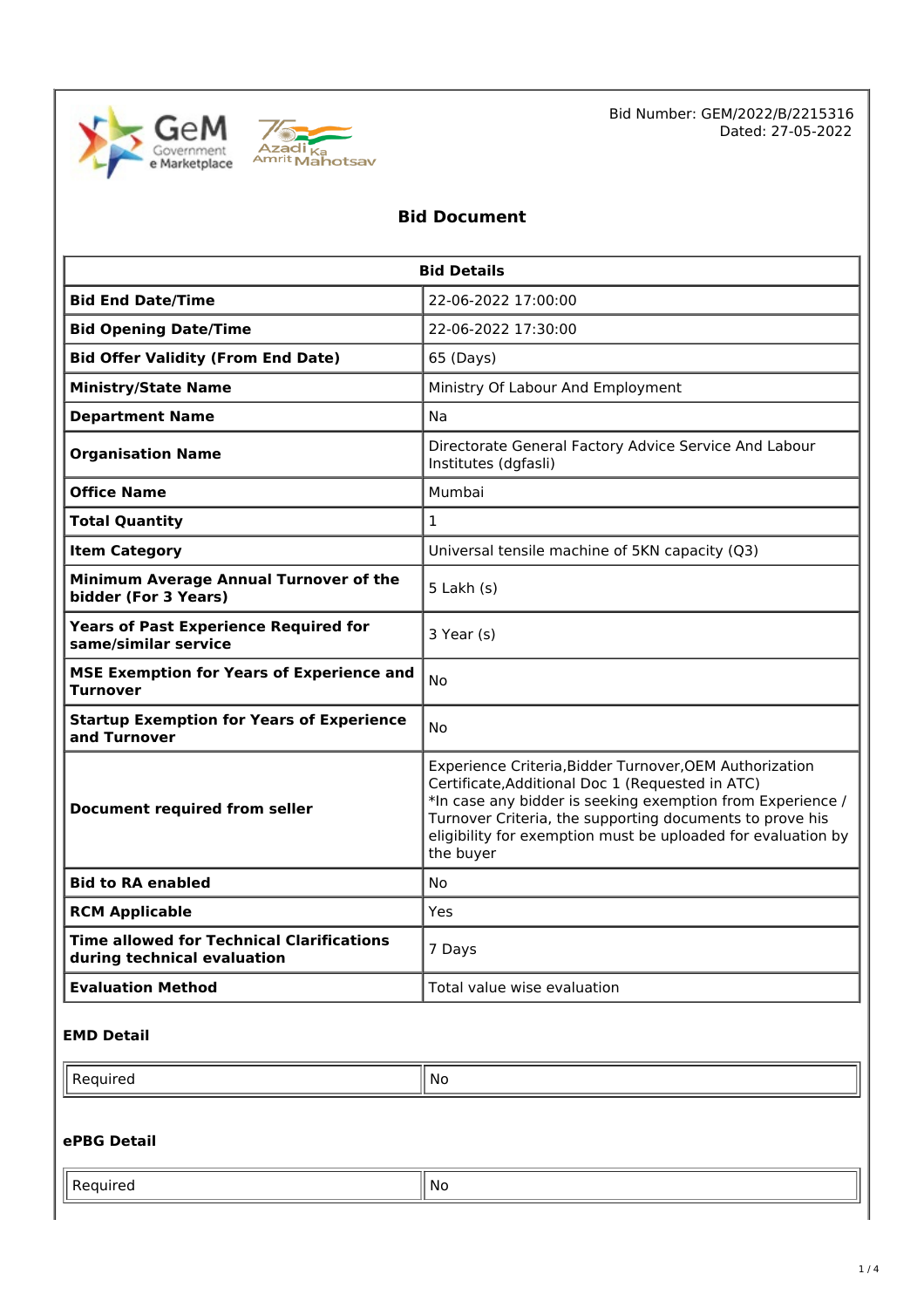Bid Number: GEM/2022/B/2215316
Dated: 27-05-2022

# Bid Document

| Bid Details | |
|---|---|
| **Bid End Date/Time** | 22-06-2022 17:00:00 |
| **Bid Opening Date/Time** | 22-06-2022 17:30:00 |
| **Bid Offer Validity (From End Date)** | 65 (Days) |
| **Ministry/State Name** | Ministry Of Labour And Employment |
| **Department Name** | Na |
| **Organisation Name** | Directorate General Factory Advice Service And Labour Institutes (dgfasli) |
| **Office Name** | Mumbai |
| **Total Quantity** | 1 |
| **Item Category** | Universal tensile machine of 5KN capacity (Q3) |
| **Minimum Average Annual Turnover of the bidder (For 3 Years)** | 5 Lakh (s) |
| **Years of Past Experience Required for same/similar service** | 3 Year (s) |
| **MSE Exemption for Years of Experience and Turnover** | No |
| **Startup Exemption for Years of Experience and Turnover** | No |
| **Document required from seller** | Experience Criteria,Bidder Turnover,OEM Authorization Certificate,Additional Doc 1 (Requested in ATC)<br>*In case any bidder is seeking exemption from Experience / Turnover Criteria, the supporting documents to prove his eligibility for exemption must be uploaded for evaluation by the buyer |
| **Bid to RA enabled** | No |
| **RCM Applicable** | Yes |
| **Time allowed for Technical Clarifications during technical evaluation** | 7 Days |
| **Evaluation Method** | Total value wise evaluation |

### EMD Detail

| Required | No |
|---|---|

### ePBG Detail

| Required | No |
|---|---|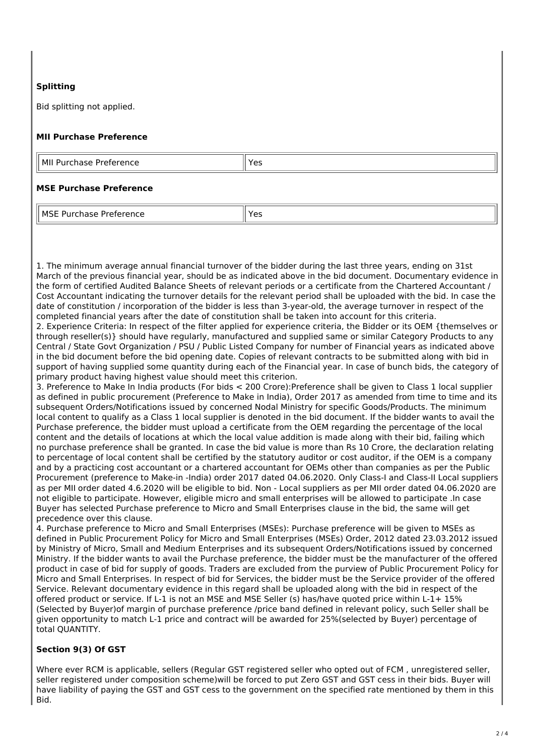### Splitting

Bid splitting not applied.

### MII Purchase Preference

| MII Purchase Preference | Yes |
|---|---|

### MSE Purchase Preference

| MSE Purchase Preference | Yes |
|---|---|

1. The minimum average annual financial turnover of the bidder during the last three years, ending on 31st March of the previous financial year, should be as indicated above in the bid document. Documentary evidence in the form of certified Audited Balance Sheets of relevant periods or a certificate from the Chartered Accountant / Cost Accountant indicating the turnover details for the relevant period shall be uploaded with the bid. In case the date of constitution / incorporation of the bidder is less than 3-year-old, the average turnover in respect of the completed financial years after the date of constitution shall be taken into account for this criteria.
2. Experience Criteria: In respect of the filter applied for experience criteria, the Bidder or its OEM {themselves or through reseller(s)} should have regularly, manufactured and supplied same or similar Category Products to any Central / State Govt Organization / PSU / Public Listed Company for number of Financial years as indicated above in the bid document before the bid opening date. Copies of relevant contracts to be submitted along with bid in support of having supplied some quantity during each of the Financial year. In case of bunch bids, the category of primary product having highest value should meet this criterion.
3. Preference to Make In India products (For bids < 200 Crore):Preference shall be given to Class 1 local supplier as defined in public procurement (Preference to Make in India), Order 2017 as amended from time to time and its subsequent Orders/Notifications issued by concerned Nodal Ministry for specific Goods/Products. The minimum local content to qualify as a Class 1 local supplier is denoted in the bid document. If the bidder wants to avail the Purchase preference, the bidder must upload a certificate from the OEM regarding the percentage of the local content and the details of locations at which the local value addition is made along with their bid, failing which no purchase preference shall be granted. In case the bid value is more than Rs 10 Crore, the declaration relating to percentage of local content shall be certified by the statutory auditor or cost auditor, if the OEM is a company and by a practicing cost accountant or a chartered accountant for OEMs other than companies as per the Public Procurement (preference to Make-in -India) order 2017 dated 04.06.2020. Only Class-I and Class-II Local suppliers as per MII order dated 4.6.2020 will be eligible to bid. Non - Local suppliers as per MII order dated 04.06.2020 are not eligible to participate. However, eligible micro and small enterprises will be allowed to participate .In case Buyer has selected Purchase preference to Micro and Small Enterprises clause in the bid, the same will get precedence over this clause.
4. Purchase preference to Micro and Small Enterprises (MSEs): Purchase preference will be given to MSEs as defined in Public Procurement Policy for Micro and Small Enterprises (MSEs) Order, 2012 dated 23.03.2012 issued by Ministry of Micro, Small and Medium Enterprises and its subsequent Orders/Notifications issued by concerned Ministry. If the bidder wants to avail the Purchase preference, the bidder must be the manufacturer of the offered product in case of bid for supply of goods. Traders are excluded from the purview of Public Procurement Policy for Micro and Small Enterprises. In respect of bid for Services, the bidder must be the Service provider of the offered Service. Relevant documentary evidence in this regard shall be uploaded along with the bid in respect of the offered product or service. If L-1 is not an MSE and MSE Seller (s) has/have quoted price within L-1+ 15% (Selected by Buyer)of margin of purchase preference /price band defined in relevant policy, such Seller shall be given opportunity to match L-1 price and contract will be awarded for 25%(selected by Buyer) percentage of total QUANTITY.

### Section 9(3) Of GST

Where ever RCM is applicable, sellers (Regular GST registered seller who opted out of FCM , unregistered seller, seller registered under composition scheme)will be forced to put Zero GST and GST cess in their bids. Buyer will have liability of paying the GST and GST cess to the government on the specified rate mentioned by them in this Bid.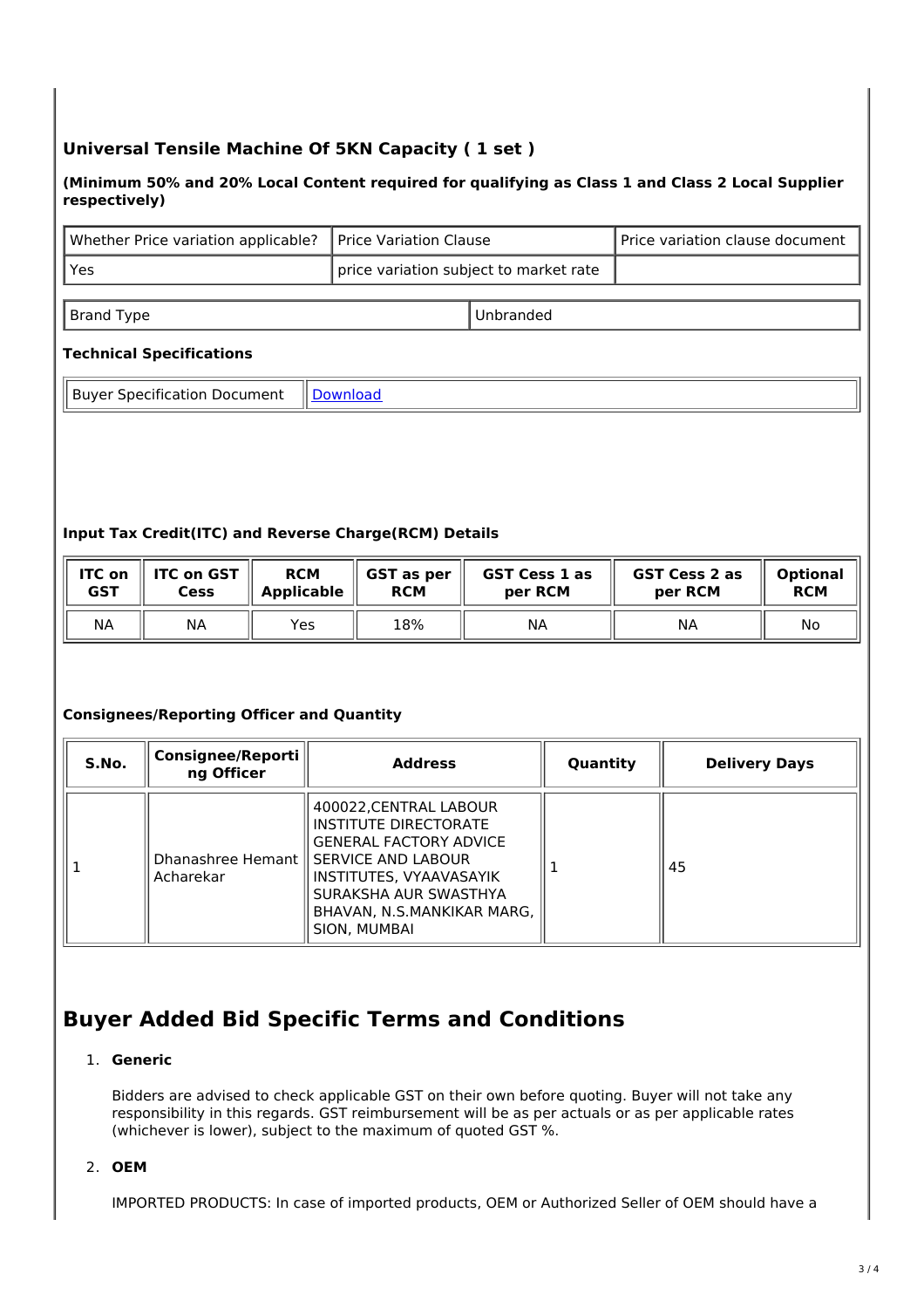### Universal Tensile Machine Of 5KN Capacity ( 1 set )

**(Minimum 50% and 20% Local Content required for qualifying as Class 1 and Class 2 Local Supplier respectively)**

| Whether Price variation applicable? | Price Variation Clause | Price variation clause document |
|---|---|---|
| Yes | price variation subject to market rate | |

| Brand Type | Unbranded |
|---|---|

#### Technical Specifications

| Buyer Specification Document | Download |
|---|---|

#### Input Tax Credit(ITC) and Reverse Charge(RCM) Details

| ITC on GST | ITC on GST Cess | RCM Applicable | GST as per RCM | GST Cess 1 as per RCM | GST Cess 2 as per RCM | Optional RCM |
|---|---|---|---|---|---|---|
| NA | NA | Yes | 18% | NA | NA | No |

#### Consignees/Reporting Officer and Quantity

| S.No. | Consignee/Reporting Officer | Address | Quantity | Delivery Days |
|---|---|---|---|---|
| 1 | Dhanashree Hemant Acharekar | 400022,CENTRAL LABOUR INSTITUTE DIRECTORATE GENERAL FACTORY ADVICE SERVICE AND LABOUR INSTITUTES, VYAAVASAYIK SURAKSHA AUR SWASTHYA BHAVAN, N.S.MANKIKAR MARG, SION, MUMBAI | 1 | 45 |

## Buyer Added Bid Specific Terms and Conditions

1. **Generic**

   Bidders are advised to check applicable GST on their own before quoting. Buyer will not take any responsibility in this regards. GST reimbursement will be as per actuals or as per applicable rates (whichever is lower), subject to the maximum of quoted GST %.

2. **OEM**

   IMPORTED PRODUCTS: In case of imported products, OEM or Authorized Seller of OEM should have a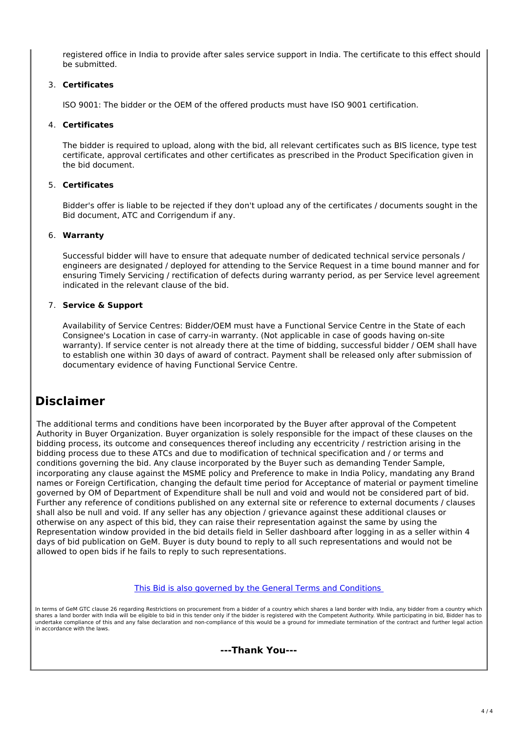registered office in India to provide after sales service support in India. The certificate to this effect should be submitted.

3. **Certificates**

   ISO 9001: The bidder or the OEM of the offered products must have ISO 9001 certification.

4. **Certificates**

   The bidder is required to upload, along with the bid, all relevant certificates such as BIS licence, type test certificate, approval certificates and other certificates as prescribed in the Product Specification given in the bid document.

5. **Certificates**

   Bidder's offer is liable to be rejected if they don't upload any of the certificates / documents sought in the Bid document, ATC and Corrigendum if any.

6. **Warranty**

   Successful bidder will have to ensure that adequate number of dedicated technical service personals / engineers are designated / deployed for attending to the Service Request in a time bound manner and for ensuring Timely Servicing / rectification of defects during warranty period, as per Service level agreement indicated in the relevant clause of the bid.

7. **Service & Support**

   Availability of Service Centres: Bidder/OEM must have a Functional Service Centre in the State of each Consignee's Location in case of carry-in warranty. (Not applicable in case of goods having on-site warranty). If service center is not already there at the time of bidding, successful bidder / OEM shall have to establish one within 30 days of award of contract. Payment shall be released only after submission of documentary evidence of having Functional Service Centre.

## Disclaimer

The additional terms and conditions have been incorporated by the Buyer after approval of the Competent Authority in Buyer Organization. Buyer organization is solely responsible for the impact of these clauses on the bidding process, its outcome and consequences thereof including any eccentricity / restriction arising in the bidding process due to these ATCs and due to modification of technical specification and / or terms and conditions governing the bid. Any clause incorporated by the Buyer such as demanding Tender Sample, incorporating any clause against the MSME policy and Preference to make in India Policy, mandating any Brand names or Foreign Certification, changing the default time period for Acceptance of material or payment timeline governed by OM of Department of Expenditure shall be null and void and would not be considered part of bid. Further any reference of conditions published on any external site or reference to external documents / clauses shall also be null and void. If any seller has any objection / grievance against these additional clauses or otherwise on any aspect of this bid, they can raise their representation against the same by using the Representation window provided in the bid details field in Seller dashboard after logging in as a seller within 4 days of bid publication on GeM. Buyer is duty bound to reply to all such representations and would not be allowed to open bids if he fails to reply to such representations.

This Bid is also governed by the General Terms and Conditions

In terms of GeM GTC clause 26 regarding Restrictions on procurement from a bidder of a country which shares a land border with India, any bidder from a country which shares a land border with India will be eligible to bid in this tender only if the bidder is registered with the Competent Authority. While participating in bid, Bidder has to undertake compliance of this and any false declaration and non-compliance of this would be a ground for immediate termination of the contract and further legal action in accordance with the laws.

**---Thank You---**